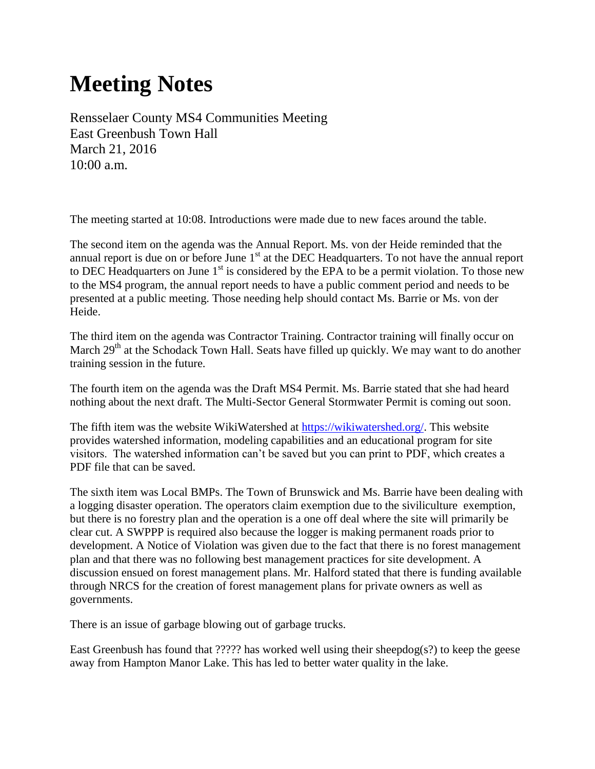# Meeting Notes

Rensselaer County MS4 Communities Meeting
East Greenbush Town Hall
March 21, 2016
10:00 a.m.

The meeting started at 10:08. Introductions were made due to new faces around the table.

The second item on the agenda was the Annual Report. Ms. von der Heide reminded that the annual report is due on or before June 1st at the DEC Headquarters. To not have the annual report to DEC Headquarters on June 1st is considered by the EPA to be a permit violation. To those new to the MS4 program, the annual report needs to have a public comment period and needs to be presented at a public meeting. Those needing help should contact Ms. Barrie or Ms. von der Heide.

The third item on the agenda was Contractor Training. Contractor training will finally occur on March 29th at the Schodack Town Hall. Seats have filled up quickly. We may want to do another training session in the future.

The fourth item on the agenda was the Draft MS4 Permit. Ms. Barrie stated that she had heard nothing about the next draft. The Multi-Sector General Stormwater Permit is coming out soon.

The fifth item was the website WikiWatershed at https://wikiwatershed.org/. This website provides watershed information, modeling capabilities and an educational program for site visitors. The watershed information can't be saved but you can print to PDF, which creates a PDF file that can be saved.

The sixth item was Local BMPs. The Town of Brunswick and Ms. Barrie have been dealing with a logging disaster operation. The operators claim exemption due to the siviliculture exemption, but there is no forestry plan and the operation is a one off deal where the site will primarily be clear cut. A SWPPP is required also because the logger is making permanent roads prior to development. A Notice of Violation was given due to the fact that there is no forest management plan and that there was no following best management practices for site development. A discussion ensued on forest management plans. Mr. Halford stated that there is funding available through NRCS for the creation of forest management plans for private owners as well as governments.

There is an issue of garbage blowing out of garbage trucks.

East Greenbush has found that ????? has worked well using their sheepdog(s?) to keep the geese away from Hampton Manor Lake. This has led to better water quality in the lake.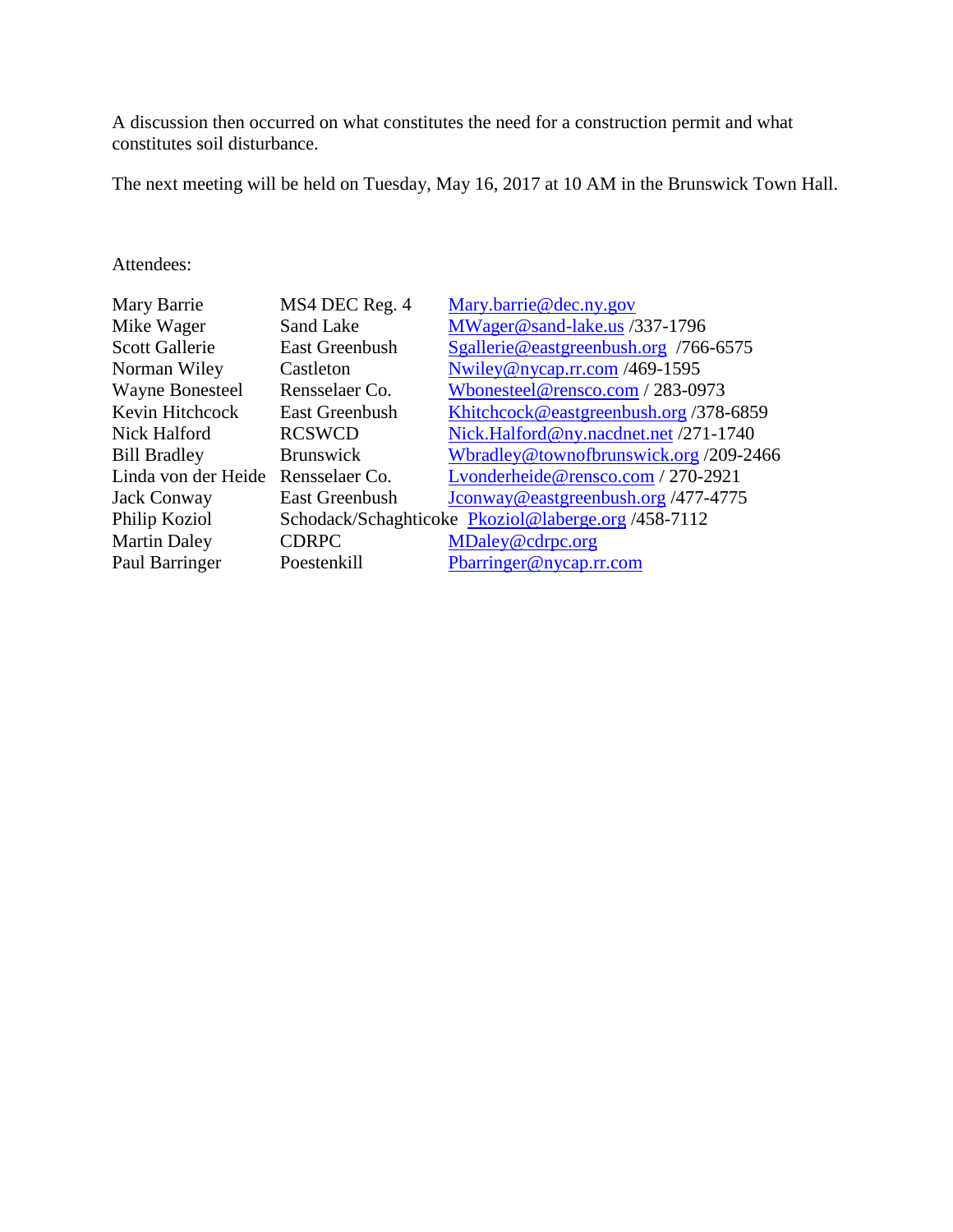A discussion then occurred on what constitutes the need for a construction permit and what constitutes soil disturbance.

The next meeting will be held on Tuesday, May 16, 2017 at 10 AM in the Brunswick Town Hall.

Attendees:

| | | |
|---|---|---|
| Mary Barrie | MS4 DEC Reg. 4 | Mary.barrie@dec.ny.gov |
| Mike Wager | Sand Lake | MWager@sand-lake.us /337-1796 |
| Scott Gallerie | East Greenbush | Sgallerie@eastgreenbush.org /766-6575 |
| Norman Wiley | Castleton | Nwiley@nycap.rr.com /469-1595 |
| Wayne Bonesteel | Rensselaer Co. | Wbonesteel@rensco.com / 283-0973 |
| Kevin Hitchcock | East Greenbush | Khitchcock@eastgreenbush.org /378-6859 |
| Nick Halford | RCSWCD | Nick.Halford@ny.nacdnet.net /271-1740 |
| Bill Bradley | Brunswick | Wbradley@townofbrunswick.org /209-2466 |
| Linda von der Heide | Rensselaer Co. | Lvonderheide@rensco.com / 270-2921 |
| Jack Conway | East Greenbush | Jconway@eastgreenbush.org /477-4775 |
| Philip Koziol | Schodack/Schaghticoke | Pkoziol@laberge.org /458-7112 |
| Martin Daley | CDRPC | MDaley@cdrpc.org |
| Paul Barringer | Poestenkill | Pbarringer@nycap.rr.com |